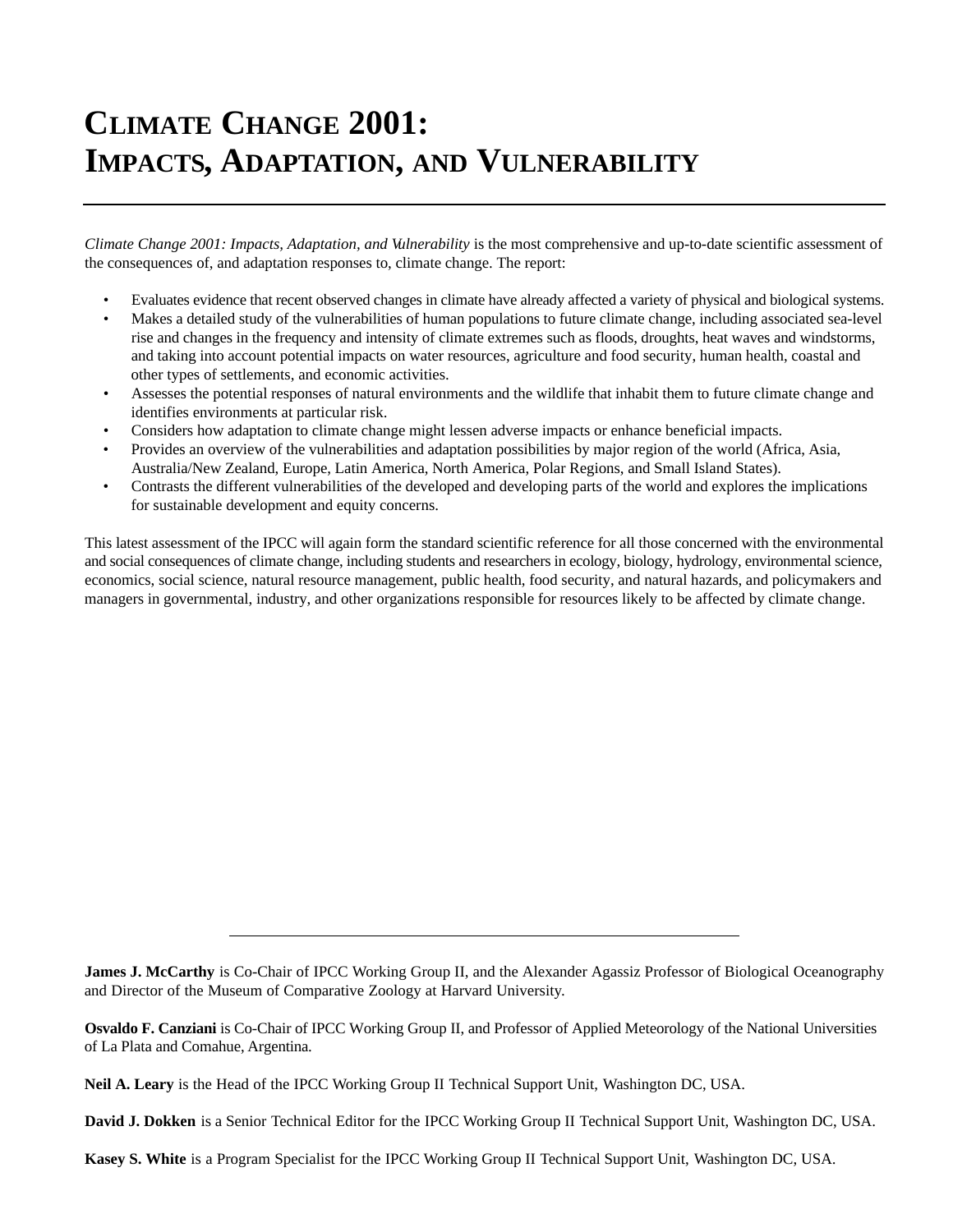# CLIMATE CHANGE 2001: IMPACTS, ADAPTATION, AND VULNERABILITY

---

*Climate Change 2001: Impacts, Adaptation, and Vulnerability* is the most comprehensive and up-to-date scientific assessment of the consequences of, and adaptation responses to, climate change. The report:

- Evaluates evidence that recent observed changes in climate have already affected a variety of physical and biological systems.
- Makes a detailed study of the vulnerabilities of human populations to future climate change, including associated sea-level rise and changes in the frequency and intensity of climate extremes such as floods, droughts, heat waves and windstorms, and taking into account potential impacts on water resources, agriculture and food security, human health, coastal and other types of settlements, and economic activities.
- Assesses the potential responses of natural environments and the wildlife that inhabit them to future climate change and identifies environments at particular risk.
- Considers how adaptation to climate change might lessen adverse impacts or enhance beneficial impacts.
- Provides an overview of the vulnerabilities and adaptation possibilities by major region of the world (Africa, Asia, Australia/New Zealand, Europe, Latin America, North America, Polar Regions, and Small Island States).
- Contrasts the different vulnerabilities of the developed and developing parts of the world and explores the implications for sustainable development and equity concerns.

This latest assessment of the IPCC will again form the standard scientific reference for all those concerned with the environmental and social consequences of climate change, including students and researchers in ecology, biology, hydrology, environmental science, economics, social science, natural resource management, public health, food security, and natural hazards, and policymakers and managers in governmental, industry, and other organizations responsible for resources likely to be affected by climate change.

---

**James J. McCarthy** is Co-Chair of IPCC Working Group II, and the Alexander Agassiz Professor of Biological Oceanography and Director of the Museum of Comparative Zoology at Harvard University.

**Osvaldo F. Canziani** is Co-Chair of IPCC Working Group II, and Professor of Applied Meteorology of the National Universities of La Plata and Comahue, Argentina.

**Neil A. Leary** is the Head of the IPCC Working Group II Technical Support Unit, Washington DC, USA.

**David J. Dokken** is a Senior Technical Editor for the IPCC Working Group II Technical Support Unit, Washington DC, USA.

**Kasey S. White** is a Program Specialist for the IPCC Working Group II Technical Support Unit, Washington DC, USA.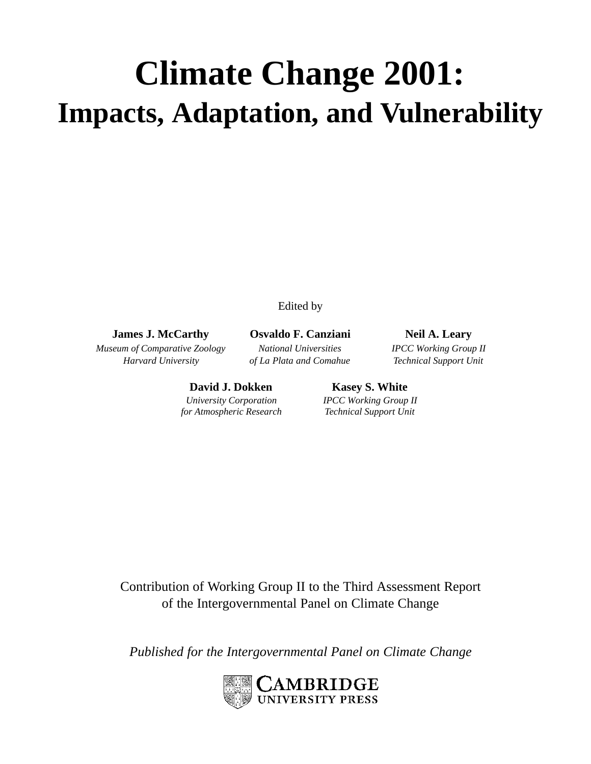# Climate Change 2001:

## Impacts, Adaptation, and Vulnerability

Edited by

**James J. McCarthy**
*Museum of Comparative Zoology*
*Harvard University*

**Osvaldo F. Canziani**
*National Universities*
*of La Plata and Comahue*

**Neil A. Leary**
*IPCC Working Group II*
*Technical Support Unit*

**David J. Dokken**
*University Corporation*
*for Atmospheric Research*

**Kasey S. White**
*IPCC Working Group II*
*Technical Support Unit*

Contribution of Working Group II to the Third Assessment Report
of the Intergovernmental Panel on Climate Change

*Published for the Intergovernmental Panel on Climate Change*

CAMBRIDGE
UNIVERSITY PRESS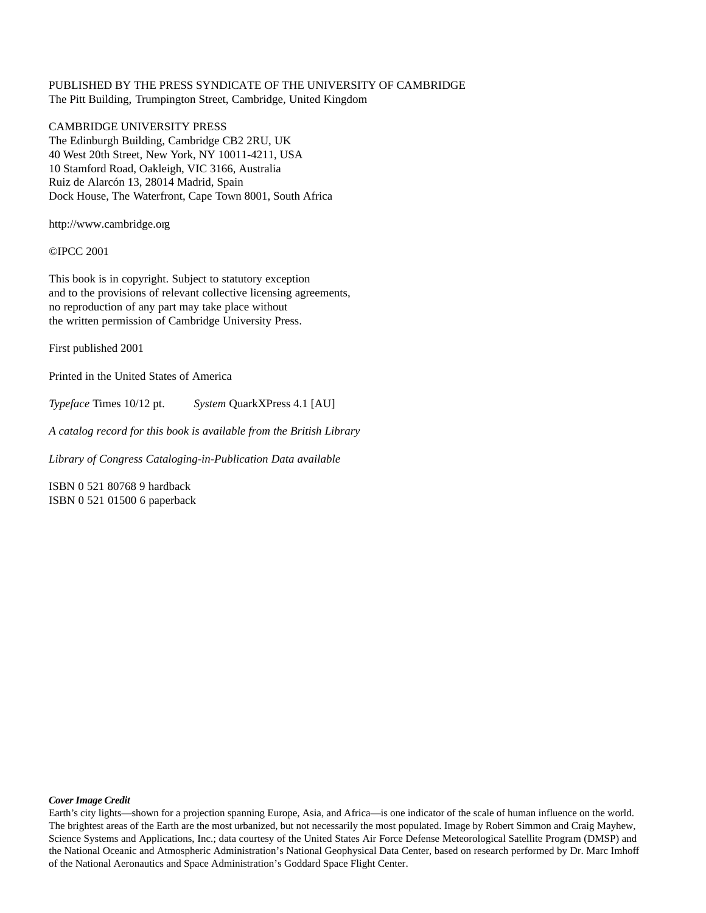PUBLISHED BY THE PRESS SYNDICATE OF THE UNIVERSITY OF CAMBRIDGE
The Pitt Building, Trumpington Street, Cambridge, United Kingdom

CAMBRIDGE UNIVERSITY PRESS
The Edinburgh Building, Cambridge CB2 2RU, UK
40 West 20th Street, New York, NY 10011-4211, USA
10 Stamford Road, Oakleigh, VIC 3166, Australia
Ruiz de Alarcón 13, 28014 Madrid, Spain
Dock House, The Waterfront, Cape Town 8001, South Africa

http://www.cambridge.org

©IPCC 2001

This book is in copyright. Subject to statutory exception
and to the provisions of relevant collective licensing agreements,
no reproduction of any part may take place without
the written permission of Cambridge University Press.

First published 2001

Printed in the United States of America

*Typeface* Times 10/12 pt.     *System* QuarkXPress 4.1 [AU]

*A catalog record for this book is available from the British Library*

*Library of Congress Cataloging-in-Publication Data available*

ISBN 0 521 80768 9 hardback
ISBN 0 521 01500 6 paperback

***Cover Image Credit***
Earth's city lights—shown for a projection spanning Europe, Asia, and Africa—is one indicator of the scale of human influence on the world. The brightest areas of the Earth are the most urbanized, but not necessarily the most populated. Image by Robert Simmon and Craig Mayhew, Science Systems and Applications, Inc.; data courtesy of the United States Air Force Defense Meteorological Satellite Program (DMSP) and the National Oceanic and Atmospheric Administration's National Geophysical Data Center, based on research performed by Dr. Marc Imhoff of the National Aeronautics and Space Administration's Goddard Space Flight Center.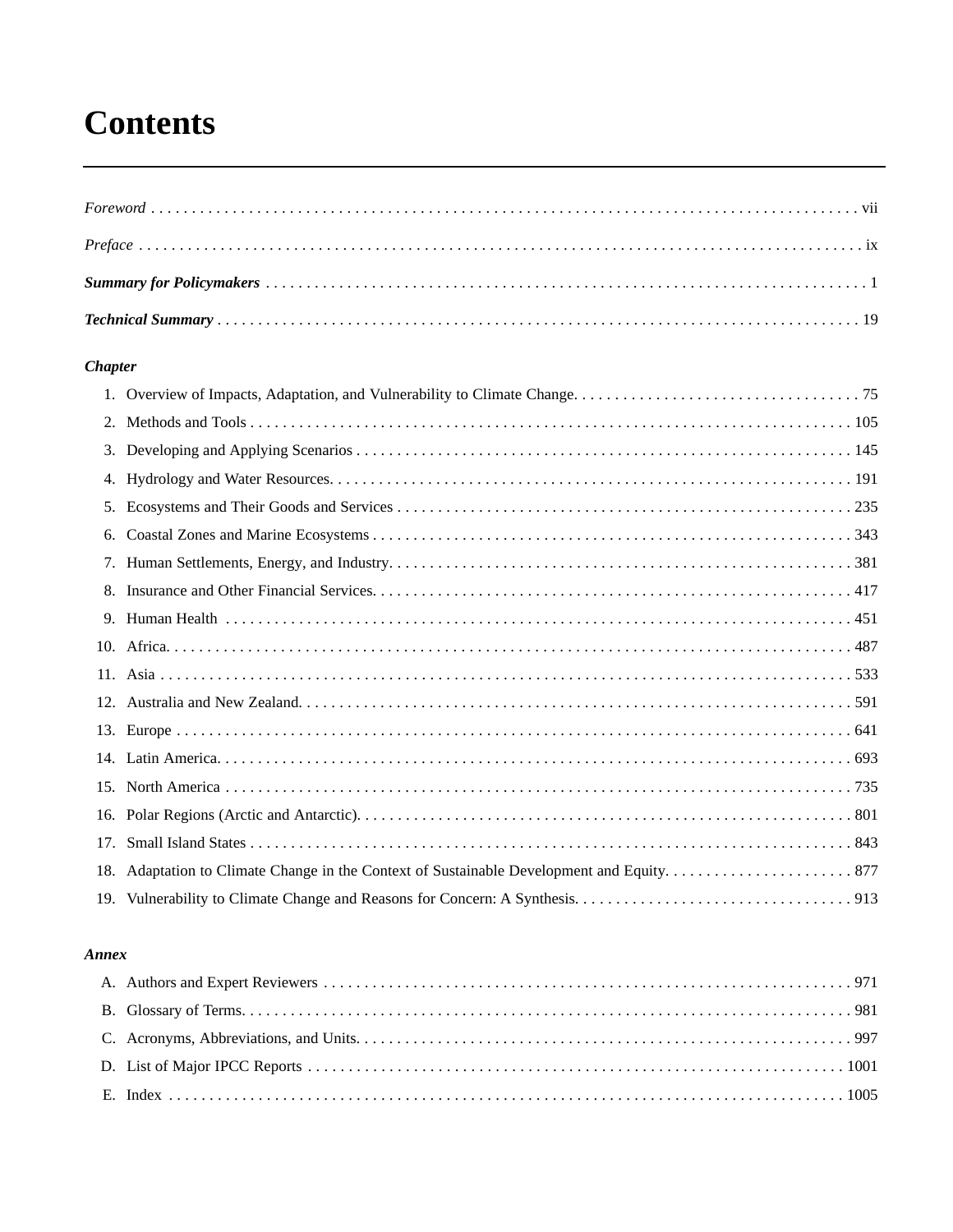# Contents

*Foreword* . . . . . . . . . . . . . . . . . . . . . . . . . . . . . . . . . . . . . . . . . . . . . . . . . . . . . . . . . . . . . . . . . . . . . . . . . . . . . . . . . vii

*Preface* . . . . . . . . . . . . . . . . . . . . . . . . . . . . . . . . . . . . . . . . . . . . . . . . . . . . . . . . . . . . . . . . . . . . . . . . . . . . . . . . . . ix

***Summary for Policymakers*** . . . . . . . . . . . . . . . . . . . . . . . . . . . . . . . . . . . . . . . . . . . . . . . . . . . . . . . . . . . . . . . . . . . . . 1

***Technical Summary*** . . . . . . . . . . . . . . . . . . . . . . . . . . . . . . . . . . . . . . . . . . . . . . . . . . . . . . . . . . . . . . . . . . . . . . . . . 19

***Chapter***

1. Overview of Impacts, Adaptation, and Vulnerability to Climate Change. . . . . . . . . . . . . . . . . . . . . . . . . . . . . . . . . . . . 75
2. Methods and Tools . . . . . . . . . . . . . . . . . . . . . . . . . . . . . . . . . . . . . . . . . . . . . . . . . . . . . . . . . . . . . . . . . . . . . . . 105
3. Developing and Applying Scenarios . . . . . . . . . . . . . . . . . . . . . . . . . . . . . . . . . . . . . . . . . . . . . . . . . . . . . . . . . . . . 145
4. Hydrology and Water Resources. . . . . . . . . . . . . . . . . . . . . . . . . . . . . . . . . . . . . . . . . . . . . . . . . . . . . . . . . . . . . . . 191
5. Ecosystems and Their Goods and Services . . . . . . . . . . . . . . . . . . . . . . . . . . . . . . . . . . . . . . . . . . . . . . . . . . . . . . . 235
6. Coastal Zones and Marine Ecosystems . . . . . . . . . . . . . . . . . . . . . . . . . . . . . . . . . . . . . . . . . . . . . . . . . . . . . . . . . . 343
7. Human Settlements, Energy, and Industry. . . . . . . . . . . . . . . . . . . . . . . . . . . . . . . . . . . . . . . . . . . . . . . . . . . . . . . . 381
8. Insurance and Other Financial Services. . . . . . . . . . . . . . . . . . . . . . . . . . . . . . . . . . . . . . . . . . . . . . . . . . . . . . . . . . 417
9. Human Health . . . . . . . . . . . . . . . . . . . . . . . . . . . . . . . . . . . . . . . . . . . . . . . . . . . . . . . . . . . . . . . . . . . . . . . . . . . 451
10. Africa. . . . . . . . . . . . . . . . . . . . . . . . . . . . . . . . . . . . . . . . . . . . . . . . . . . . . . . . . . . . . . . . . . . . . . . . . . . . . . . . . 487
11. Asia . . . . . . . . . . . . . . . . . . . . . . . . . . . . . . . . . . . . . . . . . . . . . . . . . . . . . . . . . . . . . . . . . . . . . . . . . . . . . . . . . . 533
12. Australia and New Zealand. . . . . . . . . . . . . . . . . . . . . . . . . . . . . . . . . . . . . . . . . . . . . . . . . . . . . . . . . . . . . . . . . . 591
13. Europe . . . . . . . . . . . . . . . . . . . . . . . . . . . . . . . . . . . . . . . . . . . . . . . . . . . . . . . . . . . . . . . . . . . . . . . . . . . . . . . 641
14. Latin America. . . . . . . . . . . . . . . . . . . . . . . . . . . . . . . . . . . . . . . . . . . . . . . . . . . . . . . . . . . . . . . . . . . . . . . . . . . 693
15. North America . . . . . . . . . . . . . . . . . . . . . . . . . . . . . . . . . . . . . . . . . . . . . . . . . . . . . . . . . . . . . . . . . . . . . . . . . . 735
16. Polar Regions (Arctic and Antarctic). . . . . . . . . . . . . . . . . . . . . . . . . . . . . . . . . . . . . . . . . . . . . . . . . . . . . . . . . . . . 801
17. Small Island States . . . . . . . . . . . . . . . . . . . . . . . . . . . . . . . . . . . . . . . . . . . . . . . . . . . . . . . . . . . . . . . . . . . . . . . 843
18. Adaptation to Climate Change in the Context of Sustainable Development and Equity. . . . . . . . . . . . . . . . . . . . . . . 877
19. Vulnerability to Climate Change and Reasons for Concern: A Synthesis. . . . . . . . . . . . . . . . . . . . . . . . . . . . . . . . . . 913

***Annex***

A. Authors and Expert Reviewers . . . . . . . . . . . . . . . . . . . . . . . . . . . . . . . . . . . . . . . . . . . . . . . . . . . . . . . . . . . . . . 971

B. Glossary of Terms. . . . . . . . . . . . . . . . . . . . . . . . . . . . . . . . . . . . . . . . . . . . . . . . . . . . . . . . . . . . . . . . . . . . . . . . 981

C. Acronyms, Abbreviations, and Units. . . . . . . . . . . . . . . . . . . . . . . . . . . . . . . . . . . . . . . . . . . . . . . . . . . . . . . . . . . 997

D. List of Major IPCC Reports . . . . . . . . . . . . . . . . . . . . . . . . . . . . . . . . . . . . . . . . . . . . . . . . . . . . . . . . . . . . . . . . 1001

E. Index . . . . . . . . . . . . . . . . . . . . . . . . . . . . . . . . . . . . . . . . . . . . . . . . . . . . . . . . . . . . . . . . . . . . . . . . . . . . . . . . 1005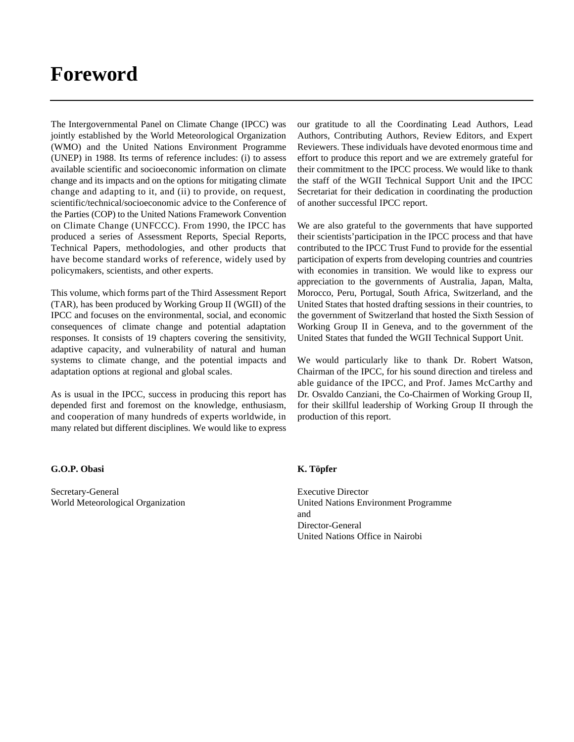# Foreword

The Intergovernmental Panel on Climate Change (IPCC) was jointly established by the World Meteorological Organization (WMO) and the United Nations Environment Programme (UNEP) in 1988. Its terms of reference includes: (i) to assess available scientific and socioeconomic information on climate change and its impacts and on the options for mitigating climate change and adapting to it, and (ii) to provide, on request, scientific/technical/socioeconomic advice to the Conference of the Parties (COP) to the United Nations Framework Convention on Climate Change (UNFCCC). From 1990, the IPCC has produced a series of Assessment Reports, Special Reports, Technical Papers, methodologies, and other products that have become standard works of reference, widely used by policymakers, scientists, and other experts.

This volume, which forms part of the Third Assessment Report (TAR), has been produced by Working Group II (WGII) of the IPCC and focuses on the environmental, social, and economic consequences of climate change and potential adaptation responses. It consists of 19 chapters covering the sensitivity, adaptive capacity, and vulnerability of natural and human systems to climate change, and the potential impacts and adaptation options at regional and global scales.

As is usual in the IPCC, success in producing this report has depended first and foremost on the knowledge, enthusiasm, and cooperation of many hundreds of experts worldwide, in many related but different disciplines. We would like to express our gratitude to all the Coordinating Lead Authors, Lead Authors, Contributing Authors, Review Editors, and Expert Reviewers. These individuals have devoted enormous time and effort to produce this report and we are extremely grateful for their commitment to the IPCC process. We would like to thank the staff of the WGII Technical Support Unit and the IPCC Secretariat for their dedication in coordinating the production of another successful IPCC report.

We are also grateful to the governments that have supported their scientists' participation in the IPCC process and that have contributed to the IPCC Trust Fund to provide for the essential participation of experts from developing countries and countries with economies in transition. We would like to express our appreciation to the governments of Australia, Japan, Malta, Morocco, Peru, Portugal, South Africa, Switzerland, and the United States that hosted drafting sessions in their countries, to the government of Switzerland that hosted the Sixth Session of Working Group II in Geneva, and to the government of the United States that funded the WGII Technical Support Unit.

We would particularly like to thank Dr. Robert Watson, Chairman of the IPCC, for his sound direction and tireless and able guidance of the IPCC, and Prof. James McCarthy and Dr. Osvaldo Canziani, the Co-Chairmen of Working Group II, for their skillful leadership of Working Group II through the production of this report.

**G.O.P. Obasi**

Secretary-General
World Meteorological Organization

**K. Töpfer**

Executive Director
United Nations Environment Programme
and
Director-General
United Nations Office in Nairobi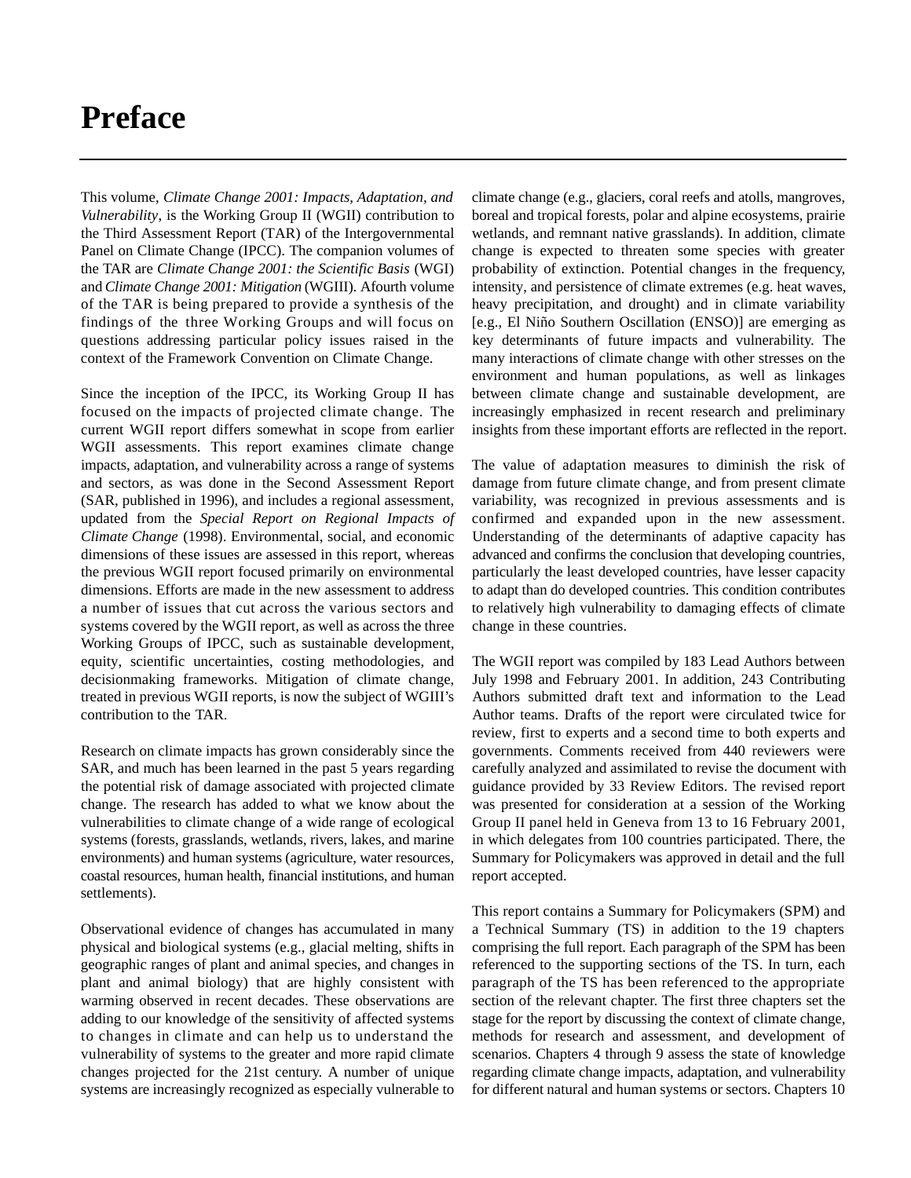# Preface

This volume, *Climate Change 2001: Impacts, Adaptation, and Vulnerability*, is the Working Group II (WGII) contribution to the Third Assessment Report (TAR) of the Intergovernmental Panel on Climate Change (IPCC). The companion volumes of the TAR are *Climate Change 2001: the Scientific Basis* (WGI) and *Climate Change 2001: Mitigation* (WGIII). Afourth volume of the TAR is being prepared to provide a synthesis of the findings of the three Working Groups and will focus on questions addressing particular policy issues raised in the context of the Framework Convention on Climate Change.

Since the inception of the IPCC, its Working Group II has focused on the impacts of projected climate change. The current WGII report differs somewhat in scope from earlier WGII assessments. This report examines climate change impacts, adaptation, and vulnerability across a range of systems and sectors, as was done in the Second Assessment Report (SAR, published in 1996), and includes a regional assessment, updated from the *Special Report on Regional Impacts of Climate Change* (1998). Environmental, social, and economic dimensions of these issues are assessed in this report, whereas the previous WGII report focused primarily on environmental dimensions. Efforts are made in the new assessment to address a number of issues that cut across the various sectors and systems covered by the WGII report, as well as across the three Working Groups of IPCC, such as sustainable development, equity, scientific uncertainties, costing methodologies, and decisionmaking frameworks. Mitigation of climate change, treated in previous WGII reports, is now the subject of WGIII's contribution to the TAR.

Research on climate impacts has grown considerably since the SAR, and much has been learned in the past 5 years regarding the potential risk of damage associated with projected climate change. The research has added to what we know about the vulnerabilities to climate change of a wide range of ecological systems (forests, grasslands, wetlands, rivers, lakes, and marine environments) and human systems (agriculture, water resources, coastal resources, human health, financial institutions, and human settlements).

Observational evidence of changes has accumulated in many physical and biological systems (e.g., glacial melting, shifts in geographic ranges of plant and animal species, and changes in plant and animal biology) that are highly consistent with warming observed in recent decades. These observations are adding to our knowledge of the sensitivity of affected systems to changes in climate and can help us to understand the vulnerability of systems to the greater and more rapid climate changes projected for the 21st century. A number of unique systems are increasingly recognized as especially vulnerable to climate change (e.g., glaciers, coral reefs and atolls, mangroves, boreal and tropical forests, polar and alpine ecosystems, prairie wetlands, and remnant native grasslands). In addition, climate change is expected to threaten some species with greater probability of extinction. Potential changes in the frequency, intensity, and persistence of climate extremes (e.g. heat waves, heavy precipitation, and drought) and in climate variability [e.g., El Niño Southern Oscillation (ENSO)] are emerging as key determinants of future impacts and vulnerability. The many interactions of climate change with other stresses on the environment and human populations, as well as linkages between climate change and sustainable development, are increasingly emphasized in recent research and preliminary insights from these important efforts are reflected in the report.

The value of adaptation measures to diminish the risk of damage from future climate change, and from present climate variability, was recognized in previous assessments and is confirmed and expanded upon in the new assessment. Understanding of the determinants of adaptive capacity has advanced and confirms the conclusion that developing countries, particularly the least developed countries, have lesser capacity to adapt than do developed countries. This condition contributes to relatively high vulnerability to damaging effects of climate change in these countries.

The WGII report was compiled by 183 Lead Authors between July 1998 and February 2001. In addition, 243 Contributing Authors submitted draft text and information to the Lead Author teams. Drafts of the report were circulated twice for review, first to experts and a second time to both experts and governments. Comments received from 440 reviewers were carefully analyzed and assimilated to revise the document with guidance provided by 33 Review Editors. The revised report was presented for consideration at a session of the Working Group II panel held in Geneva from 13 to 16 February 2001, in which delegates from 100 countries participated. There, the Summary for Policymakers was approved in detail and the full report accepted.

This report contains a Summary for Policymakers (SPM) and a Technical Summary (TS) in addition to the 19 chapters comprising the full report. Each paragraph of the SPM has been referenced to the supporting sections of the TS. In turn, each paragraph of the TS has been referenced to the appropriate section of the relevant chapter. The first three chapters set the stage for the report by discussing the context of climate change, methods for research and assessment, and development of scenarios. Chapters 4 through 9 assess the state of knowledge regarding climate change impacts, adaptation, and vulnerability for different natural and human systems or sectors. Chapters 10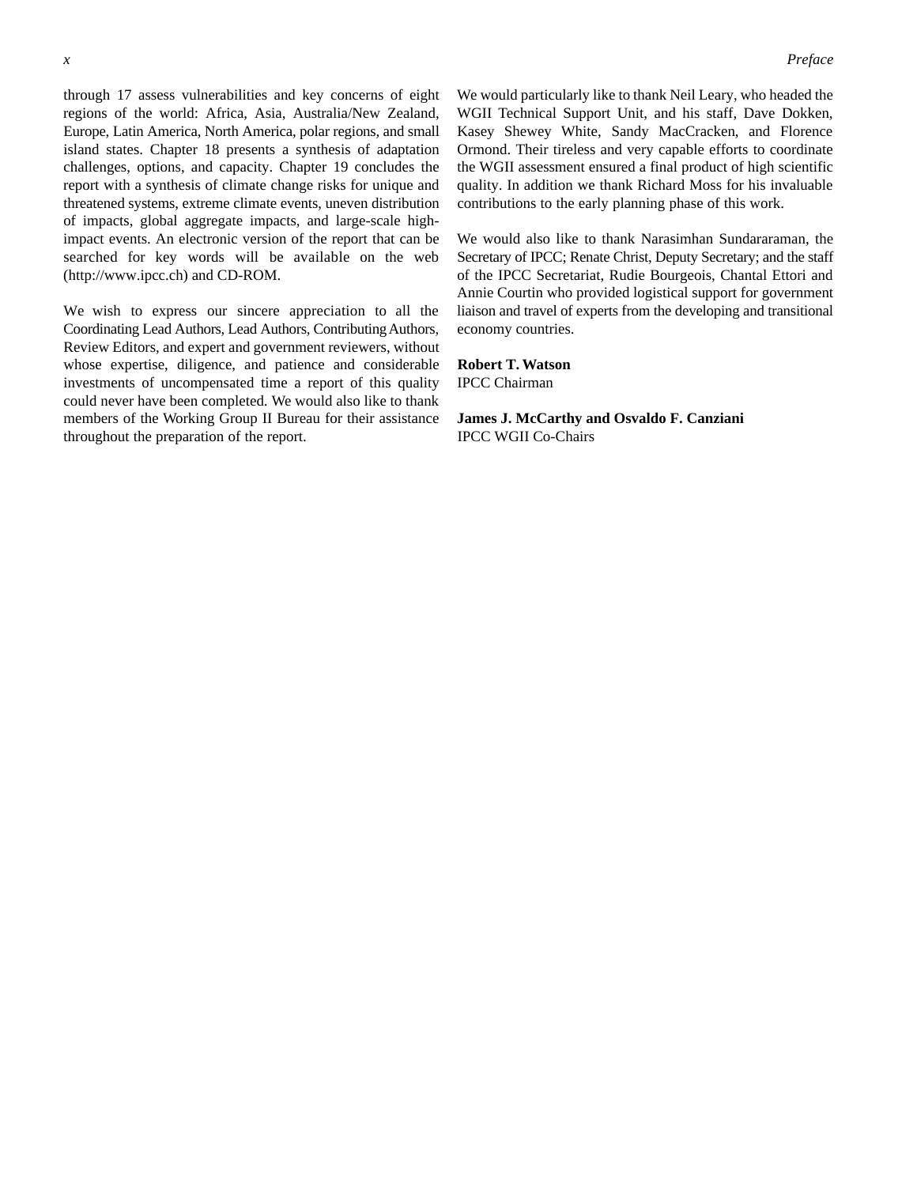through 17 assess vulnerabilities and key concerns of eight regions of the world: Africa, Asia, Australia/New Zealand, Europe, Latin America, North America, polar regions, and small island states. Chapter 18 presents a synthesis of adaptation challenges, options, and capacity. Chapter 19 concludes the report with a synthesis of climate change risks for unique and threatened systems, extreme climate events, uneven distribution of impacts, global aggregate impacts, and large-scale high-impact events. An electronic version of the report that can be searched for key words will be available on the web (http://www.ipcc.ch) and CD-ROM.

We wish to express our sincere appreciation to all the Coordinating Lead Authors, Lead Authors, Contributing Authors, Review Editors, and expert and government reviewers, without whose expertise, diligence, and patience and considerable investments of uncompensated time a report of this quality could never have been completed. We would also like to thank members of the Working Group II Bureau for their assistance throughout the preparation of the report.

We would particularly like to thank Neil Leary, who headed the WGII Technical Support Unit, and his staff, Dave Dokken, Kasey Shewey White, Sandy MacCracken, and Florence Ormond. Their tireless and very capable efforts to coordinate the WGII assessment ensured a final product of high scientific quality. In addition we thank Richard Moss for his invaluable contributions to the early planning phase of this work.

We would also like to thank Narasimhan Sundararaman, the Secretary of IPCC; Renate Christ, Deputy Secretary; and the staff of the IPCC Secretariat, Rudie Bourgeois, Chantal Ettori and Annie Courtin who provided logistical support for government liaison and travel of experts from the developing and transitional economy countries.

**Robert T. Watson**
IPCC Chairman

**James J. McCarthy and Osvaldo F. Canziani**
IPCC WGII Co-Chairs